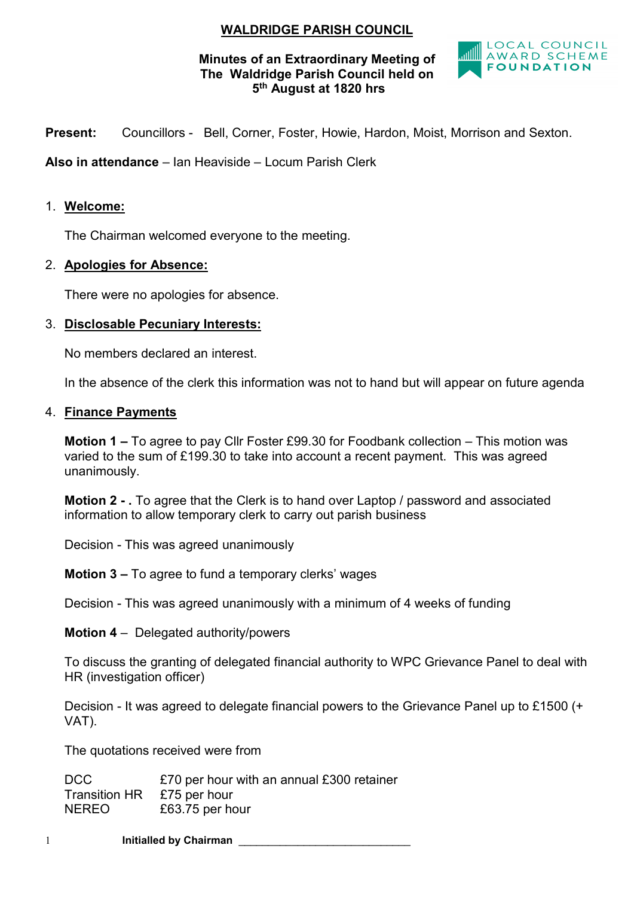# WALDRIDGE PARISH COUNCIL

**Minutes of an Extraordinary Meeting of The Waldridge Parish Council held on 5th August at 1820 hrs**

LOCAL COUNCIL AWARD SCHEME FOUNDATION

**Present:** Councillors - Bell, Corner, Foster, Howie, Hardon, Moist, Morrison and Sexton.

**Also in attendance** – Ian Heaviside – Locum Parish Clerk

1. **Welcome:**

   The Chairman welcomed everyone to the meeting.

2. **Apologies for Absence:**

   There were no apologies for absence.

3. **Disclosable Pecuniary Interests:**

   No members declared an interest.

   In the absence of the clerk this information was not to hand but will appear on future agenda

4. **Finance Payments**

   **Motion 1 –** To agree to pay Cllr Foster £99.30 for Foodbank collection – This motion was varied to the sum of £199.30 to take into account a recent payment. This was agreed unanimously.

   **Motion 2 - .** To agree that the Clerk is to hand over Laptop / password and associated information to allow temporary clerk to carry out parish business

   Decision - This was agreed unanimously

   **Motion 3 –** To agree to fund a temporary clerks' wages

   Decision - This was agreed unanimously with a minimum of 4 weeks of funding

   **Motion 4** – Delegated authority/powers

   To discuss the granting of delegated financial authority to WPC Grievance Panel to deal with HR (investigation officer)

   Decision - It was agreed to delegate financial powers to the Grievance Panel up to £1500 (+ VAT).

   The quotations received were from

   | | |
   |---|---|
   | DCC | £70 per hour with an annual £300 retainer |
   | Transition HR | £75 per hour |
   | NEREO | £63.75 per hour |

Initialled by Chairman ___________________________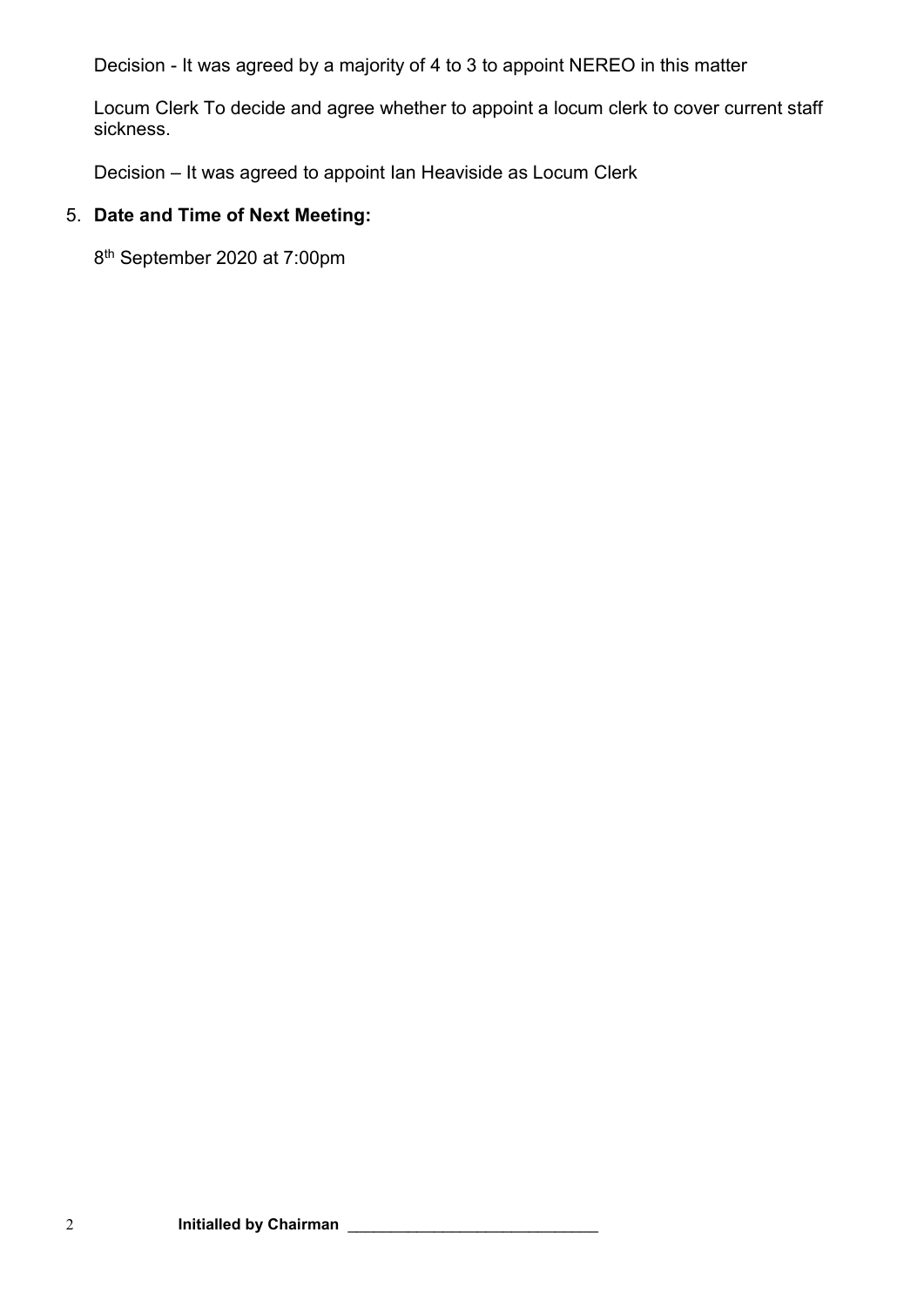Decision - It was agreed by a majority of 4 to 3 to appoint NEREO in this matter

Locum Clerk To decide and agree whether to appoint a locum clerk to cover current staff sickness.

Decision – It was agreed to appoint Ian Heaviside as Locum Clerk

5. **Date and Time of Next Meeting:**

   8th September 2020 at 7:00pm

**Initialled by Chairman** ____________________________